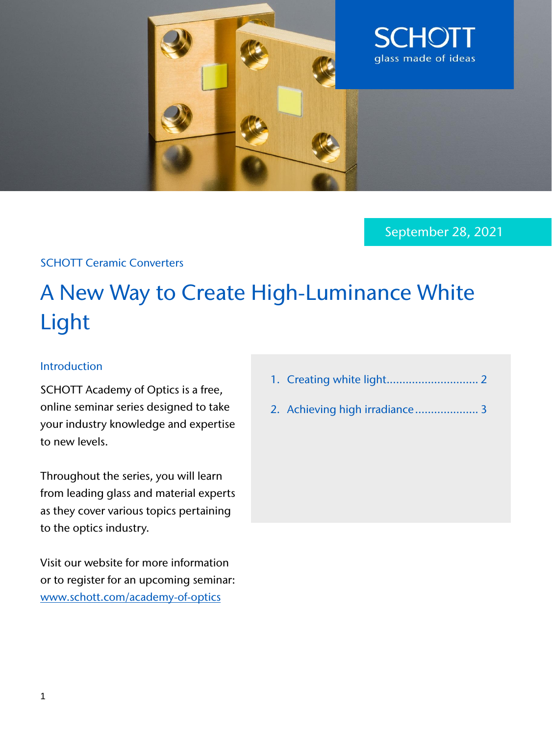SCHOTT
glass made of ideas

September 28, 2021

SCHOTT Ceramic Converters

# A New Way to Create High-Luminance White Light

## Introduction

SCHOTT Academy of Optics is a free, online seminar series designed to take your industry knowledge and expertise to new levels.

Throughout the series, you will learn from leading glass and material experts as they cover various topics pertaining to the optics industry.

Visit our website for more information or to register for an upcoming seminar: [www.schott.com/academy-of-optics](www.schott.com/academy-of-optics)

1. Creating white light............................ 2
2. Achieving high irradiance.................... 3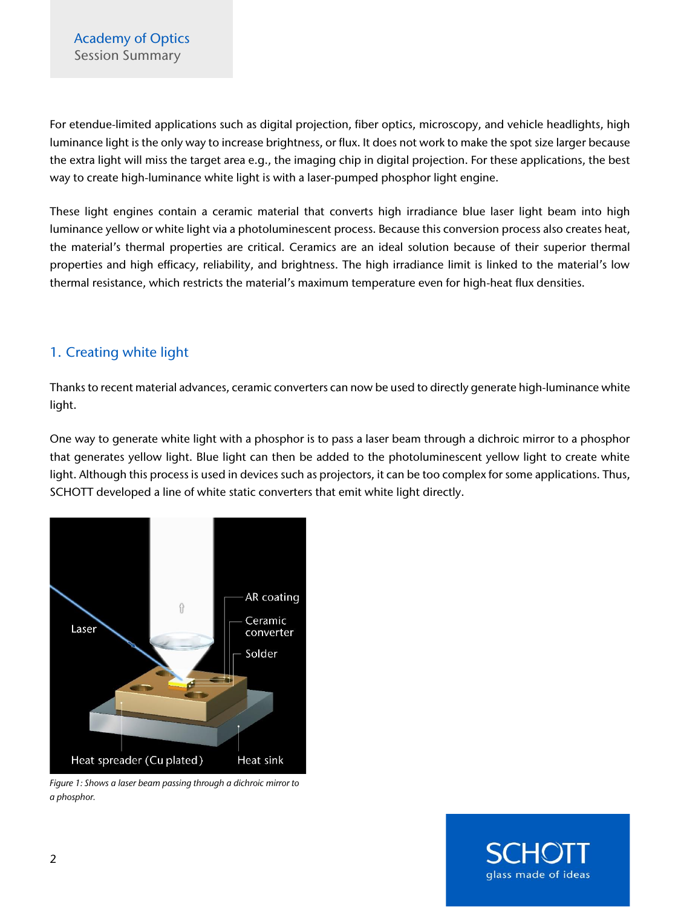For etendue-limited applications such as digital projection, fiber optics, microscopy, and vehicle headlights, high luminance light is the only way to increase brightness, or flux. It does not work to make the spot size larger because the extra light will miss the target area e.g., the imaging chip in digital projection. For these applications, the best way to create high-luminance white light is with a laser-pumped phosphor light engine.

These light engines contain a ceramic material that converts high irradiance blue laser light beam into high luminance yellow or white light via a photoluminescent process. Because this conversion process also creates heat, the material's thermal properties are critical. Ceramics are an ideal solution because of their superior thermal properties and high efficacy, reliability, and brightness. The high irradiance limit is linked to the material's low thermal resistance, which restricts the material's maximum temperature even for high-heat flux densities.

## 1. Creating white light

Thanks to recent material advances, ceramic converters can now be used to directly generate high-luminance white light.

One way to generate white light with a phosphor is to pass a laser beam through a dichroic mirror to a phosphor that generates yellow light. Blue light can then be added to the photoluminescent yellow light to create white light. Although this process is used in devices such as projectors, it can be too complex for some applications. Thus, SCHOTT developed a line of white static converters that emit white light directly.

*Figure 1: Shows a laser beam passing through a dichroic mirror to a phosphor.*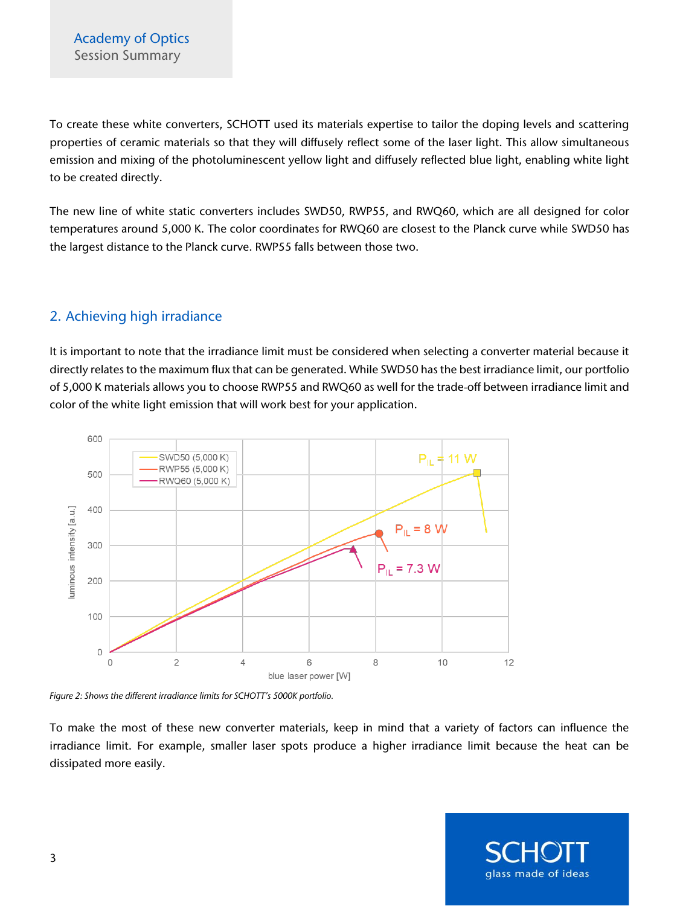To create these white converters, SCHOTT used its materials expertise to tailor the doping levels and scattering properties of ceramic materials so that they will diffusely reflect some of the laser light. This allow simultaneous emission and mixing of the photoluminescent yellow light and diffusely reflected blue light, enabling white light to be created directly.

The new line of white static converters includes SWD50, RWP55, and RWQ60, which are all designed for color temperatures around 5,000 K. The color coordinates for RWQ60 are closest to the Planck curve while SWD50 has the largest distance to the Planck curve. RWP55 falls between those two.

## 2. Achieving high irradiance

It is important to note that the irradiance limit must be considered when selecting a converter material because it directly relates to the maximum flux that can be generated. While SWD50 has the best irradiance limit, our portfolio of 5,000 K materials allows you to choose RWP55 and RWQ60 as well for the trade-off between irradiance limit and color of the white light emission that will work best for your application.

*Figure 2: Shows the different irradiance limits for SCHOTT's 5000K portfolio.*

To make the most of these new converter materials, keep in mind that a variety of factors can influence the irradiance limit. For example, smaller laser spots produce a higher irradiance limit because the heat can be dissipated more easily.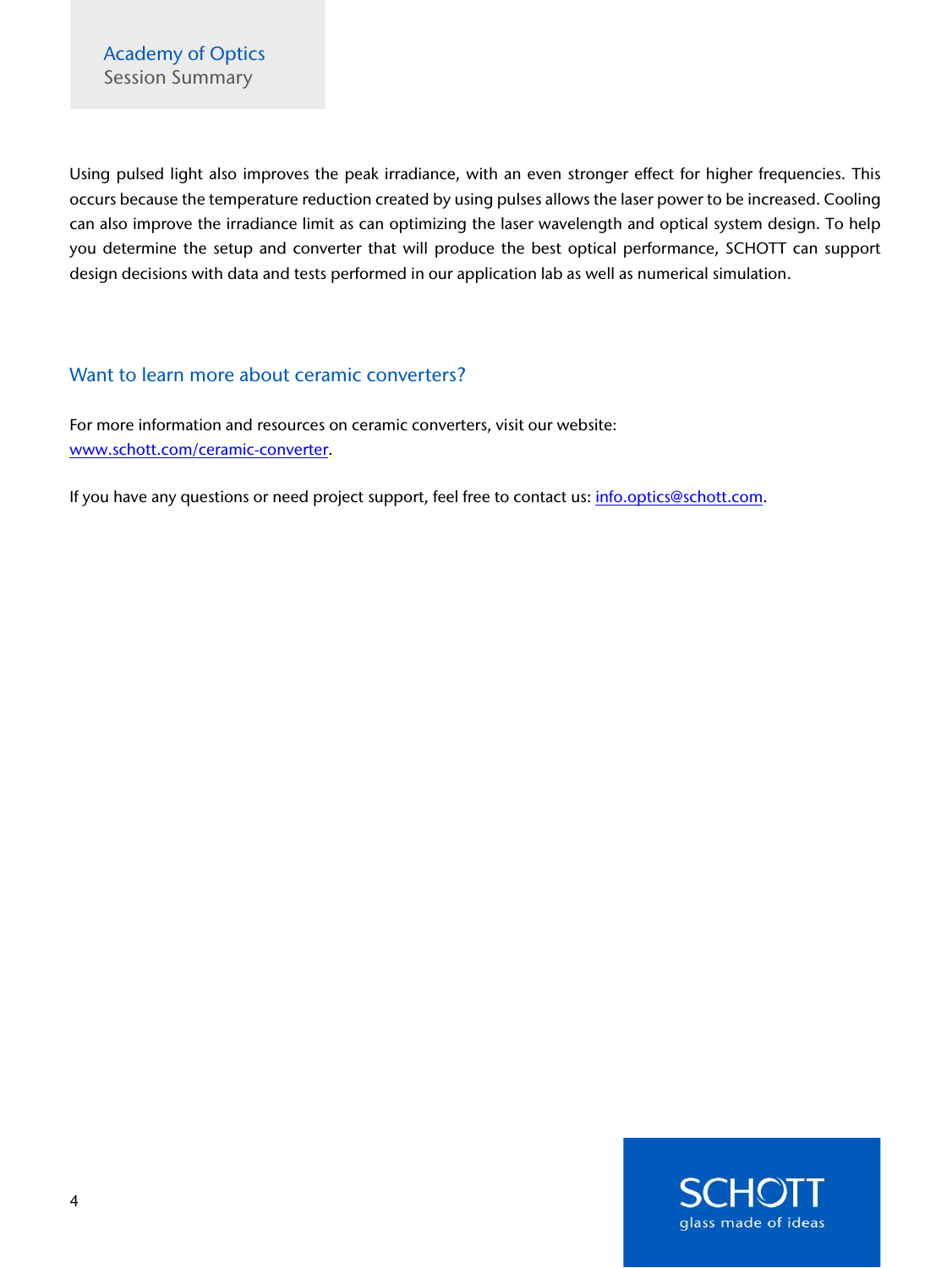Using pulsed light also improves the peak irradiance, with an even stronger effect for higher frequencies. This occurs because the temperature reduction created by using pulses allows the laser power to be increased. Cooling can also improve the irradiance limit as can optimizing the laser wavelength and optical system design. To help you determine the setup and converter that will produce the best optical performance, SCHOTT can support design decisions with data and tests performed in our application lab as well as numerical simulation.

## Want to learn more about ceramic converters?

For more information and resources on ceramic converters, visit our website:
[www.schott.com/ceramic-converter](http://www.schott.com/ceramic-converter).

If you have any questions or need project support, feel free to contact us: [info.optics@schott.com](mailto:info.optics@schott.com).